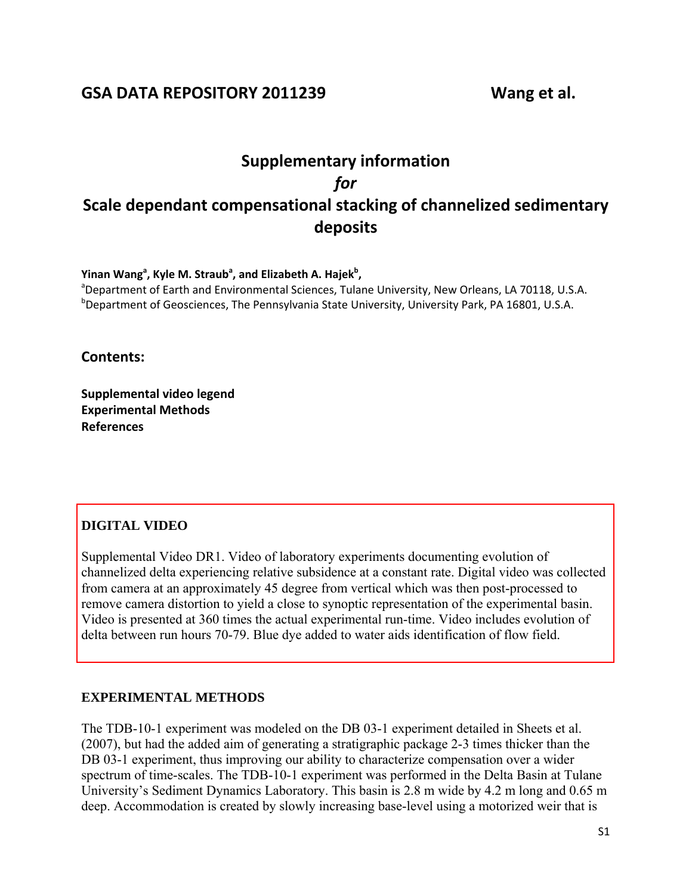**GSA DATA REPOSITORY 2011239** **Wang et al.**

# Supplementary information

*for*

# Scale dependant compensational stacking of channelized sedimentary deposits

**Yinan Wang[a], Kyle M. Straub[a], and Elizabeth A. Hajek[b],**

[a]Department of Earth and Environmental Sciences, Tulane University, New Orleans, LA 70118, U.S.A.
[b]Department of Geosciences, The Pennsylvania State University, University Park, PA 16801, U.S.A.

## Contents:

**Supplemental video legend**
**Experimental Methods**
**References**

## DIGITAL VIDEO

Supplemental Video DR1. Video of laboratory experiments documenting evolution of channelized delta experiencing relative subsidence at a constant rate. Digital video was collected from camera at an approximately 45 degree from vertical which was then post-processed to remove camera distortion to yield a close to synoptic representation of the experimental basin. Video is presented at 360 times the actual experimental run-time. Video includes evolution of delta between run hours 70-79. Blue dye added to water aids identification of flow field.

## EXPERIMENTAL METHODS

The TDB-10-1 experiment was modeled on the DB 03-1 experiment detailed in Sheets et al. (2007), but had the added aim of generating a stratigraphic package 2-3 times thicker than the DB 03-1 experiment, thus improving our ability to characterize compensation over a wider spectrum of time-scales. The TDB-10-1 experiment was performed in the Delta Basin at Tulane University's Sediment Dynamics Laboratory. This basin is 2.8 m wide by 4.2 m long and 0.65 m deep. Accommodation is created by slowly increasing base-level using a motorized weir that is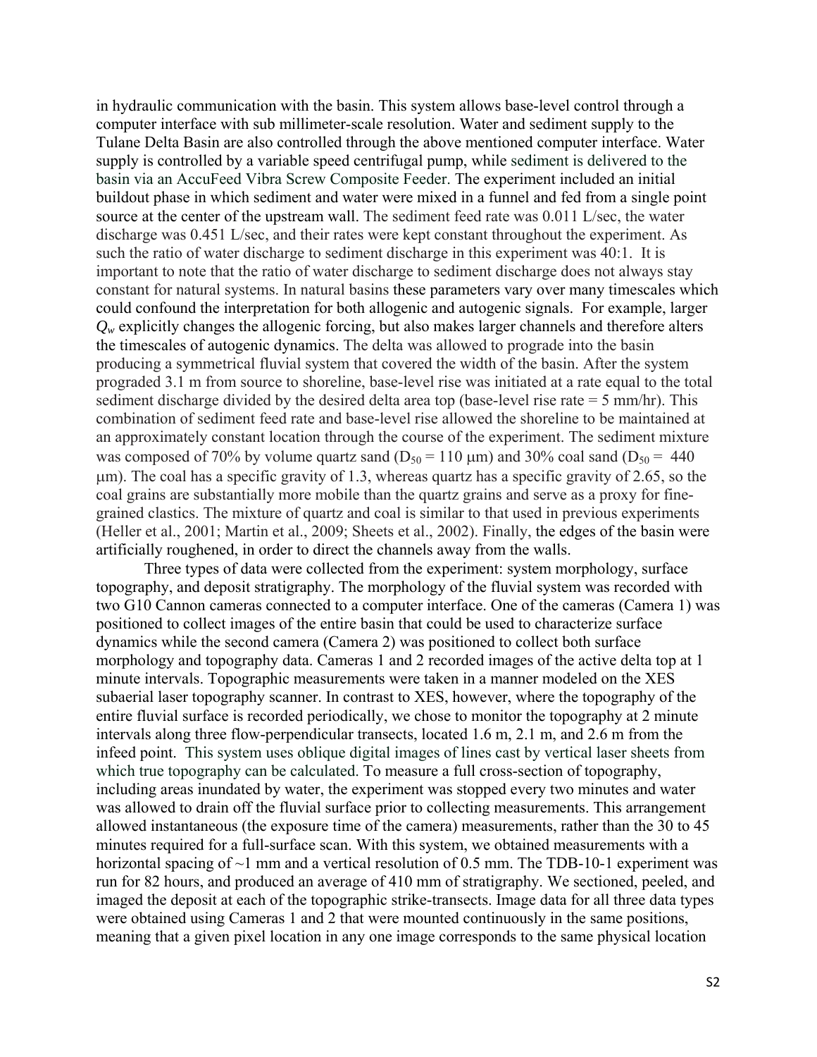in hydraulic communication with the basin. This system allows base-level control through a computer interface with sub millimeter-scale resolution. Water and sediment supply to the Tulane Delta Basin are also controlled through the above mentioned computer interface. Water supply is controlled by a variable speed centrifugal pump, while sediment is delivered to the basin via an AccuFeed Vibra Screw Composite Feeder. The experiment included an initial buildout phase in which sediment and water were mixed in a funnel and fed from a single point source at the center of the upstream wall. The sediment feed rate was 0.011 L/sec, the water discharge was 0.451 L/sec, and their rates were kept constant throughout the experiment. As such the ratio of water discharge to sediment discharge in this experiment was 40:1. It is important to note that the ratio of water discharge to sediment discharge does not always stay constant for natural systems. In natural basins these parameters vary over many timescales which could confound the interpretation for both allogenic and autogenic signals. For example, larger $Q_w$ explicitly changes the allogenic forcing, but also makes larger channels and therefore alters the timescales of autogenic dynamics. The delta was allowed to prograde into the basin producing a symmetrical fluvial system that covered the width of the basin. After the system prograded 3.1 m from source to shoreline, base-level rise was initiated at a rate equal to the total sediment discharge divided by the desired delta area top (base-level rise rate = 5 mm/hr). This combination of sediment feed rate and base-level rise allowed the shoreline to be maintained at an approximately constant location through the course of the experiment. The sediment mixture was composed of 70% by volume quartz sand ($D_{50}$ = 110 μm) and 30% coal sand ($D_{50}$ = 440 μm). The coal has a specific gravity of 1.3, whereas quartz has a specific gravity of 2.65, so the coal grains are substantially more mobile than the quartz grains and serve as a proxy for fine-grained clastics. The mixture of quartz and coal is similar to that used in previous experiments (Heller et al., 2001; Martin et al., 2009; Sheets et al., 2002). Finally, the edges of the basin were artificially roughened, in order to direct the channels away from the walls.

Three types of data were collected from the experiment: system morphology, surface topography, and deposit stratigraphy. The morphology of the fluvial system was recorded with two G10 Cannon cameras connected to a computer interface. One of the cameras (Camera 1) was positioned to collect images of the entire basin that could be used to characterize surface dynamics while the second camera (Camera 2) was positioned to collect both surface morphology and topography data. Cameras 1 and 2 recorded images of the active delta top at 1 minute intervals. Topographic measurements were taken in a manner modeled on the XES subaerial laser topography scanner. In contrast to XES, however, where the topography of the entire fluvial surface is recorded periodically, we chose to monitor the topography at 2 minute intervals along three flow-perpendicular transects, located 1.6 m, 2.1 m, and 2.6 m from the infeed point. This system uses oblique digital images of lines cast by vertical laser sheets from which true topography can be calculated. To measure a full cross-section of topography, including areas inundated by water, the experiment was stopped every two minutes and water was allowed to drain off the fluvial surface prior to collecting measurements. This arrangement allowed instantaneous (the exposure time of the camera) measurements, rather than the 30 to 45 minutes required for a full-surface scan. With this system, we obtained measurements with a horizontal spacing of ~1 mm and a vertical resolution of 0.5 mm. The TDB-10-1 experiment was run for 82 hours, and produced an average of 410 mm of stratigraphy. We sectioned, peeled, and imaged the deposit at each of the topographic strike-transects. Image data for all three data types were obtained using Cameras 1 and 2 that were mounted continuously in the same positions, meaning that a given pixel location in any one image corresponds to the same physical location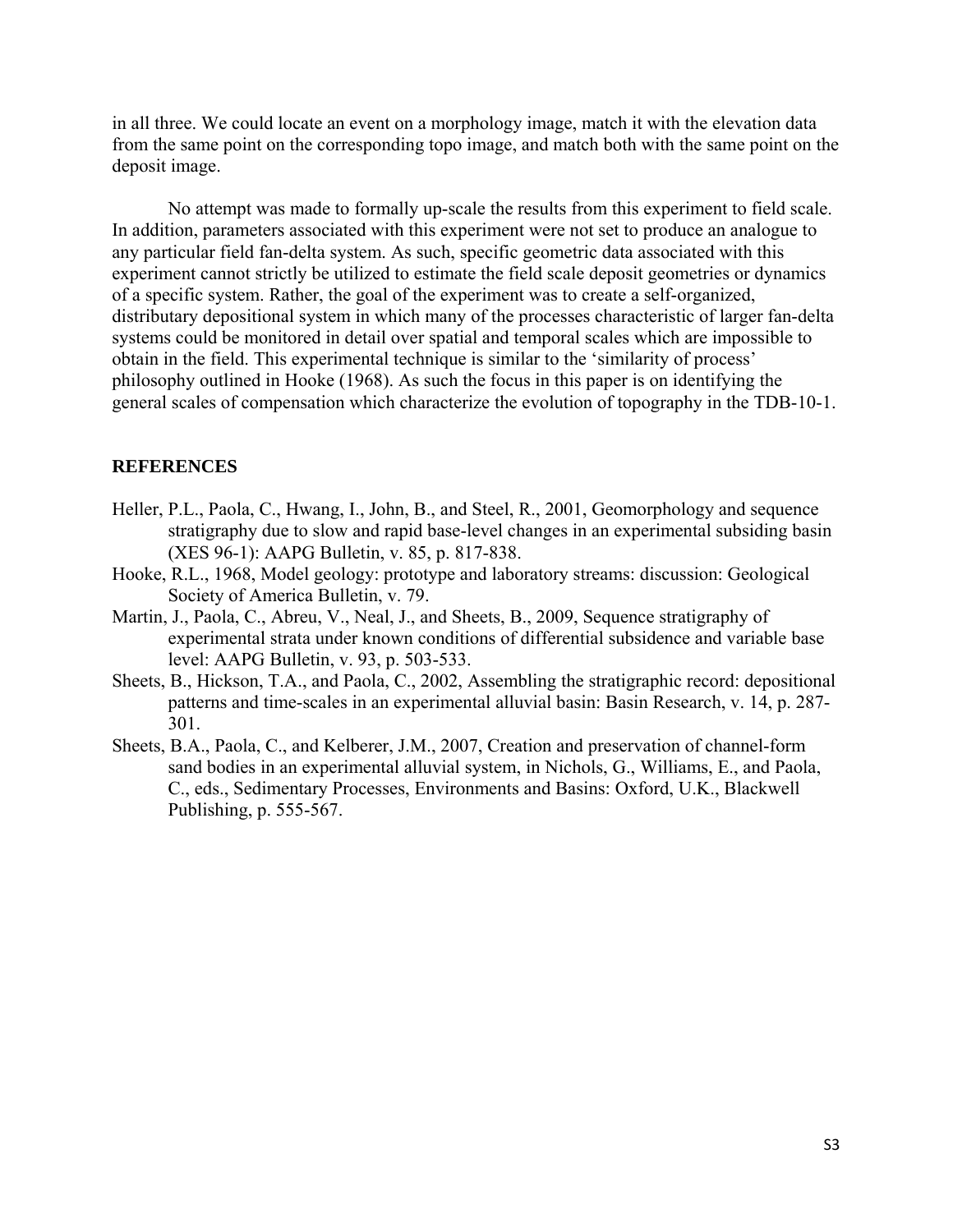in all three. We could locate an event on a morphology image, match it with the elevation data from the same point on the corresponding topo image, and match both with the same point on the deposit image.

No attempt was made to formally up-scale the results from this experiment to field scale. In addition, parameters associated with this experiment were not set to produce an analogue to any particular field fan-delta system. As such, specific geometric data associated with this experiment cannot strictly be utilized to estimate the field scale deposit geometries or dynamics of a specific system. Rather, the goal of the experiment was to create a self-organized, distributary depositional system in which many of the processes characteristic of larger fan-delta systems could be monitored in detail over spatial and temporal scales which are impossible to obtain in the field. This experimental technique is similar to the 'similarity of process' philosophy outlined in Hooke (1968). As such the focus in this paper is on identifying the general scales of compensation which characterize the evolution of topography in the TDB-10-1.

## REFERENCES

Heller, P.L., Paola, C., Hwang, I., John, B., and Steel, R., 2001, Geomorphology and sequence stratigraphy due to slow and rapid base-level changes in an experimental subsiding basin (XES 96-1): AAPG Bulletin, v. 85, p. 817-838.

Hooke, R.L., 1968, Model geology: prototype and laboratory streams: discussion: Geological Society of America Bulletin, v. 79.

Martin, J., Paola, C., Abreu, V., Neal, J., and Sheets, B., 2009, Sequence stratigraphy of experimental strata under known conditions of differential subsidence and variable base level: AAPG Bulletin, v. 93, p. 503-533.

Sheets, B., Hickson, T.A., and Paola, C., 2002, Assembling the stratigraphic record: depositional patterns and time-scales in an experimental alluvial basin: Basin Research, v. 14, p. 287-301.

Sheets, B.A., Paola, C., and Kelberer, J.M., 2007, Creation and preservation of channel-form sand bodies in an experimental alluvial system, in Nichols, G., Williams, E., and Paola, C., eds., Sedimentary Processes, Environments and Basins: Oxford, U.K., Blackwell Publishing, p. 555-567.